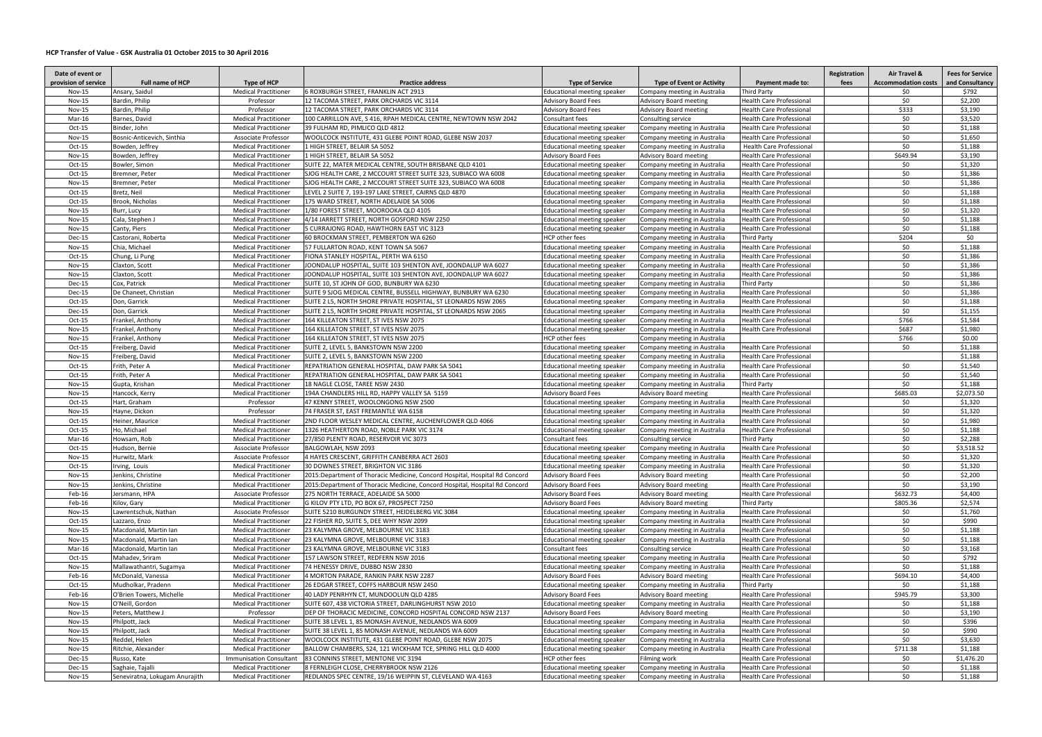## HCP Transfer of Value - GSK Australia 01 October 2015 to 30 April 2016

| Date of event or provision of service | Full name of HCP | Type of HCP | Practice address | Type of Service | Type of Event or Activity | Payment made to: | Registration fees | Air Travel & Accommodation costs | Fees for Service and Consultancy |
|---|---|---|---|---|---|---|---|---|---|
| Nov-15 | Ansary, Saidul | Medical Practitioner | 6 ROXBURGH STREET, FRANKLIN ACT 2913 | Educational meeting speaker | Company meeting in Australia | Third Party | | $0 | $792 |
| Nov-15 | Bardin, Philip | Professor | 12 TACOMA STREET, PARK ORCHARDS VIC 3114 | Advisory Board Fees | Advisory Board meeting | Health Care Professional | | $0 | $2,200 |
| Nov-15 | Bardin, Philip | Professor | 12 TACOMA STREET, PARK ORCHARDS VIC 3114 | Advisory Board Fees | Advisory Board meeting | Health Care Professional | | $333 | $3,190 |
| Mar-16 | Barnes, David | Medical Practitioner | 100 CARRILLON AVE, S 416, RPAH MEDICAL CENTRE, NEWTOWN NSW 2042 | Consultant fees | Consulting service | Health Care Professional | | $0 | $3,520 |
| Oct-15 | Binder, John | Medical Practitioner | 39 FULHAM RD, PIMLICO QLD 4812 | Educational meeting speaker | Company meeting in Australia | Health Care Professional | | $0 | $1,188 |
| Nov-15 | Bosnic-Anticevich, Sinthia | Associate Professor | WOOLCOCK INSTITUTE, 431 GLEBE POINT ROAD, GLEBE NSW 2037 | Educational meeting speaker | Company meeting in Australia | Health Care Professional | | $0 | $1,650 |
| Oct-15 | Bowden, Jeffrey | Medical Practitioner | 1 HIGH STREET, BELAIR SA 5052 | Educational meeting speaker | Company meeting in Australia | Health Care Professional | | $0 | $1,188 |
| Nov-15 | Bowden, Jeffrey | Medical Practitioner | 1 HIGH STREET, BELAIR SA 5052 | Advisory Board Fees | Advisory Board meeting | Health Care Professional | | $649.94 | $3,190 |
| Oct-15 | Bowler, Simon | Medical Practitioner | SUITE 22, MATER MEDICAL CENTRE, SOUTH BRISBANE QLD 4101 | Educational meeting speaker | Company meeting in Australia | Health Care Professional | | $0 | $1,320 |
| Oct-15 | Bremner, Peter | Medical Practitioner | SJOG HEALTH CARE, 2 MCCOURT STREET SUITE 323, SUBIACO WA 6008 | Educational meeting speaker | Company meeting in Australia | Health Care Professional | | $0 | $1,386 |
| Nov-15 | Bremner, Peter | Medical Practitioner | SJOG HEALTH CARE, 2 MCCOURT STREET SUITE 323, SUBIACO WA 6008 | Educational meeting speaker | Company meeting in Australia | Health Care Professional | | $0 | $1,386 |
| Oct-15 | Bretz, Neil | Medical Practitioner | LEVEL 2 SUITE 7, 193-197 LAKE STREET, CAIRNS QLD 4870 | Educational meeting speaker | Company meeting in Australia | Health Care Professional | | $0 | $1,188 |
| Oct-15 | Brook, Nicholas | Medical Practitioner | 175 WARD STREET, NORTH ADELAIDE SA 5006 | Educational meeting speaker | Company meeting in Australia | Health Care Professional | | $0 | $1,188 |
| Nov-15 | Burr, Lucy | Medical Practitioner | 1/80 FOREST STREET, MOOROOKA QLD 4105 | Educational meeting speaker | Company meeting in Australia | Health Care Professional | | $0 | $1,320 |
| Nov-15 | Cala, Stephen J | Medical Practitioner | 4/14 JARRETT STREET, NORTH GOSFORD NSW 2250 | Educational meeting speaker | Company meeting in Australia | Health Care Professional | | $0 | $1,188 |
| Nov-15 | Canty, Piers | Medical Practitioner | 5 CURRAJONG ROAD, HAWTHORN EAST VIC 3123 | Educational meeting speaker | Company meeting in Australia | Health Care Professional | | $0 | $1,188 |
| Dec-15 | Castorani, Roberta | Medical Practitioner | 60 BROCKMAN STREET, PEMBERTON WA 6260 | HCP other fees | Company meeting in Australia | Third Party | | $204 | $0 |
| Nov-15 | Chia, Michael | Medical Practitioner | 57 FULLARTON ROAD, KENT TOWN SA 5067 | Educational meeting speaker | Company meeting in Australia | Health Care Professional | | $0 | $1,188 |
| Oct-15 | Chung, Li Pung | Medical Practitioner | FIONA STANLEY HOSPITAL, PERTH WA 6150 | Educational meeting speaker | Company meeting in Australia | Health Care Professional | | $0 | $1,386 |
| Nov-15 | Claxton, Scott | Medical Practitioner | JOONDALUP HOSPITAL, SUITE 103 SHENTON AVE, JOONDALUP WA 6027 | Educational meeting speaker | Company meeting in Australia | Health Care Professional | | $0 | $1,386 |
| Nov-15 | Claxton, Scott | Medical Practitioner | JOONDALUP HOSPITAL, SUITE 103 SHENTON AVE, JOONDALUP WA 6027 | Educational meeting speaker | Company meeting in Australia | Health Care Professional | | $0 | $1,386 |
| Dec-15 | Cox, Patrick | Medical Practitioner | SUITE 10, ST JOHN OF GOD, BUNBURY WA 6230 | Educational meeting speaker | Company meeting in Australia | Third Party | | $0 | $1,386 |
| Dec-15 | De Chaneet, Christian | Medical Practitioner | SUITE 9 SJOG MEDICAL CENTRE, BUSSELL HIGHWAY, BUNBURY WA 6230 | Educational meeting speaker | Company meeting in Australia | Health Care Professional | | $0 | $1,386 |
| Oct-15 | Don, Garrick | Medical Practitioner | SUITE 2 L5, NORTH SHORE PRIVATE HOSPITAL, ST LEONARDS NSW 2065 | Educational meeting speaker | Company meeting in Australia | Health Care Professional | | $0 | $1,188 |
| Dec-15 | Don, Garrick | Medical Practitioner | SUITE 2 L5, NORTH SHORE PRIVATE HOSPITAL, ST LEONARDS NSW 2065 | Educational meeting speaker | Company meeting in Australia | Health Care Professional | | $0 | $1,155 |
| Oct-15 | Frankel, Anthony | Medical Practitioner | 164 KILLEATON STREET, ST IVES NSW 2075 | Educational meeting speaker | Company meeting in Australia | Health Care Professional | | $766 | $1,584 |
| Nov-15 | Frankel, Anthony | Medical Practitioner | 164 KILLEATON STREET, ST IVES NSW 2075 | Educational meeting speaker | Company meeting in Australia | Health Care Professional | | $687 | $1,980 |
| Nov-15 | Frankel, Anthony | Medical Practitioner | 164 KILLEATON STREET, ST IVES NSW 2075 | HCP other fees | Company meeting in Australia | | | $766 | $0.00 |
| Oct-15 | Freiberg, David | Medical Practitioner | SUITE 2, LEVEL 5, BANKSTOWN NSW 2200 | Educational meeting speaker | Company meeting in Australia | Health Care Professional | | $0 | $1,188 |
| Nov-15 | Freiberg, David | Medical Practitioner | SUITE 2, LEVEL 5, BANKSTOWN NSW 2200 | Educational meeting speaker | Company meeting in Australia | Health Care Professional | | | $1,188 |
| Oct-15 | Frith, Peter A | Medical Practitioner | REPATRIATION GENERAL HOSPITAL, DAW PARK SA 5041 | Educational meeting speaker | Company meeting in Australia | Health Care Professional | | $0 | $1,540 |
| Oct-15 | Frith, Peter A | Medical Practitioner | REPATRIATION GENERAL HOSPITAL, DAW PARK SA 5041 | Educational meeting speaker | Company meeting in Australia | Health Care Professional | | $0 | $1,540 |
| Nov-15 | Gupta, Krishan | Medical Practitioner | 18 NAGLE CLOSE, TAREE NSW 2430 | Educational meeting speaker | Company meeting in Australia | Third Party | | $0 | $1,188 |
| Nov-15 | Hancock, Kerry | Medical Practitioner | 194A CHANDLERS HILL RD, HAPPY VALLEY SA 5159 | Advisory Board Fees | Advisory Board meeting | Health Care Professional | | $685.03 | $2,073.50 |
| Oct-15 | Hart, Graham | Professor | 47 KENNY STREET, WOOLONGONG NSW 2500 | Educational meeting speaker | Company meeting in Australia | Health Care Professional | | $0 | $1,320 |
| Nov-15 | Hayne, Dickon | Professor | 74 FRASER ST, EAST FREMANTLE WA 6158 | Educational meeting speaker | Company meeting in Australia | Health Care Professional | | $0 | $1,320 |
| Oct-15 | Heiner, Maurice | Medical Practitioner | 2ND FLOOR WESLEY MEDICAL CENTRE, AUCHENFLOWER QLD 4066 | Educational meeting speaker | Company meeting in Australia | Health Care Professional | | $0 | $1,980 |
| Oct-15 | Ho, Michael | Medical Practitioner | 1326 HEATHERTON ROAD, NOBLE PARK VIC 3174 | Educational meeting speaker | Company meeting in Australia | Health Care Professional | | $0 | $1,188 |
| Mar-16 | Howsam, Rob | Medical Practitioner | 27/850 PLENTY ROAD, RESERVOIR VIC 3073 | Consultant fees | Consulting service | Third Party | | $0 | $2,288 |
| Oct-15 | Hudson, Bernie | Associate Professor | BALGOWLAH, NSW 2093 | Educational meeting speaker | Company meeting in Australia | Health Care Professional | | $0 | $3,518.52 |
| Nov-15 | Hurwitz, Mark | Associate Professor | 4 HAYES CRESCENT, GRIFFITH CANBERRA ACT 2603 | Educational meeting speaker | Company meeting in Australia | Health Care Professional | | $0 | $1,320 |
| Oct-15 | Irving, Louis | Medical Practitioner | 30 DOWNES STREET, BRIGHTON VIC 3186 | Educational meeting speaker | Company meeting in Australia | Health Care Professional | | $0 | $1,320 |
| Nov-15 | Jenkins, Christine | Medical Practitioner | 2015:Department of Thoracic Medicine, Concord Hospital, Hospital Rd Concord | Advisory Board Fees | Advisory Board meeting | Health Care Professional | | $0 | $2,200 |
| Nov-15 | Jenkins, Christine | Medical Practitioner | 2015:Department of Thoracic Medicine, Concord Hospital, Hospital Rd Concord | Advisory Board Fees | Advisory Board meeting | Health Care Professional | | $0 | $3,190 |
| Feb-16 | Jersmann, HPA | Associate Professor | 275 NORTH TERRACE, ADELAIDE SA 5000 | Advisory Board Fees | Advisory Board meeting | Health Care Professional | | $632.73 | $4,400 |
| Feb-16 | Kilov, Gary | Medical Practitioner | G KILOV PTY LTD, PO BOX 67, PROSPECT 7250 | Advisory Board Fees | Advisory Board meeting | Third Party | | $805.36 | $2,574 |
| Nov-15 | Lawrentschuk, Nathan | Associate Professor | SUITE 5210 BURGUNDY STREET, HEIDELBERG VIC 3084 | Educational meeting speaker | Company meeting in Australia | Health Care Professional | | $0 | $1,760 |
| Oct-15 | Lazzaro, Enzo | Medical Practitioner | 22 FISHER RD, SUITE 5, DEE WHY NSW 2099 | Educational meeting speaker | Company meeting in Australia | Health Care Professional | | $0 | $990 |
| Nov-15 | Macdonald, Martin Ian | Medical Practitioner | 23 KALYMNA GROVE, MELBOURNE VIC 3183 | Educational meeting speaker | Company meeting in Australia | Health Care Professional | | $0 | $1,188 |
| Nov-15 | Macdonald, Martin Ian | Medical Practitioner | 23 KALYMNA GROVE, MELBOURNE VIC 3183 | Educational meeting speaker | Company meeting in Australia | Health Care Professional | | $0 | $1,188 |
| Mar-16 | Macdonald, Martin Ian | Medical Practitioner | 23 KALYMNA GROVE, MELBOURNE VIC 3183 | Consultant fees | Consulting service | Health Care Professional | | $0 | $3,168 |
| Oct-15 | Mahadev, Sriram | Medical Practitioner | 157 LAWSON STREET, REDFERN NSW 2016 | Educational meeting speaker | Company meeting in Australia | Health Care Professional | | $0 | $792 |
| Nov-15 | Mallawathantri, Sugamya | Medical Practitioner | 74 HENESSY DRIVE, DUBBO NSW 2830 | Educational meeting speaker | Company meeting in Australia | Health Care Professional | | $0 | $1,188 |
| Feb-16 | McDonald, Vanessa | Medical Practitioner | 4 MORTON PARADE, RANKIN PARK NSW 2287 | Advisory Board Fees | Advisory Board meeting | Health Care Professional | | $694.10 | $4,400 |
| Oct-15 | Mudholkar, Pradenn | Medical Practitioner | 26 EDGAR STREET, COFFS HARBOUR NSW 2450 | Educational meeting speaker | Company meeting in Australia | Third Party | | $0 | $1,188 |
| Feb-16 | O'Brien Towers, Michelle | Medical Practitioner | 40 LADY PENRHYN CT, MUNDOOLUN QLD 4285 | Advisory Board Fees | Advisory Board meeting | Health Care Professional | | $945.79 | $3,300 |
| Nov-15 | O'Neill, Gordon | Medical Practitioner | SUITE 607, 438 VICTORIA STREET, DARLINGHURST NSW 2010 | Educational meeting speaker | Company meeting in Australia | Health Care Professional | | $0 | $1,188 |
| Nov-15 | Peters, Matthew J | Professor | DEP OF THORACIC MEDICINE, CONCORD HOSPITAL CONCORD NSW 2137 | Advisory Board Fees | Advisory Board meeting | Health Care Professional | | $0 | $3,190 |
| Nov-15 | Philpott, Jack | Medical Practitioner | SUITE 38 LEVEL 1, 85 MONASH AVENUE, NEDLANDS WA 6009 | Educational meeting speaker | Company meeting in Australia | Health Care Professional | | $0 | $396 |
| Nov-15 | Philpott, Jack | Medical Practitioner | SUITE 38 LEVEL 1, 85 MONASH AVENUE, NEDLANDS WA 6009 | Educational meeting speaker | Company meeting in Australia | Health Care Professional | | $0 | $990 |
| Nov-15 | Reddel, Helen | Medical Practitioner | WOOLCOCK INSTITUTE, 431 GLEBE POINT ROAD, GLEBE NSW 2075 | Educational meeting speaker | Company meeting in Australia | Health Care Professional | | $0 | $3,630 |
| Nov-15 | Ritchie, Alexander | Medical Practitioner | BALLOW CHAMBERS, S24, 121 WICKHAM TCE, SPRING HILL QLD 4000 | Educational meeting speaker | Company meeting in Australia | Health Care Professional | | $711.38 | $1,188 |
| Dec-15 | Russo, Kate | Immunisation Consultant | 83 CONNINS STREET, MENTONE VIC 3194 | HCP other fees | Filming work | Health Care Professional | | $0 | $1,476.20 |
| Dec-15 | Saghaie, Tajalli | Medical Practitioner | 8 FERNLEIGH CLOSE, CHERRYBROOK NSW 2126 | Educational meeting speaker | Company meeting in Australia | Health Care Professional | | $0 | $1,188 |
| Nov-15 | Seneviratna, Lokugam Anurajith | Medical Practitioner | REDLANDS SPEC CENTRE, 19/16 WEIPPIN ST, CLEVELAND WA 4163 | Educational meeting speaker | Company meeting in Australia | Health Care Professional | | $0 | $1,188 |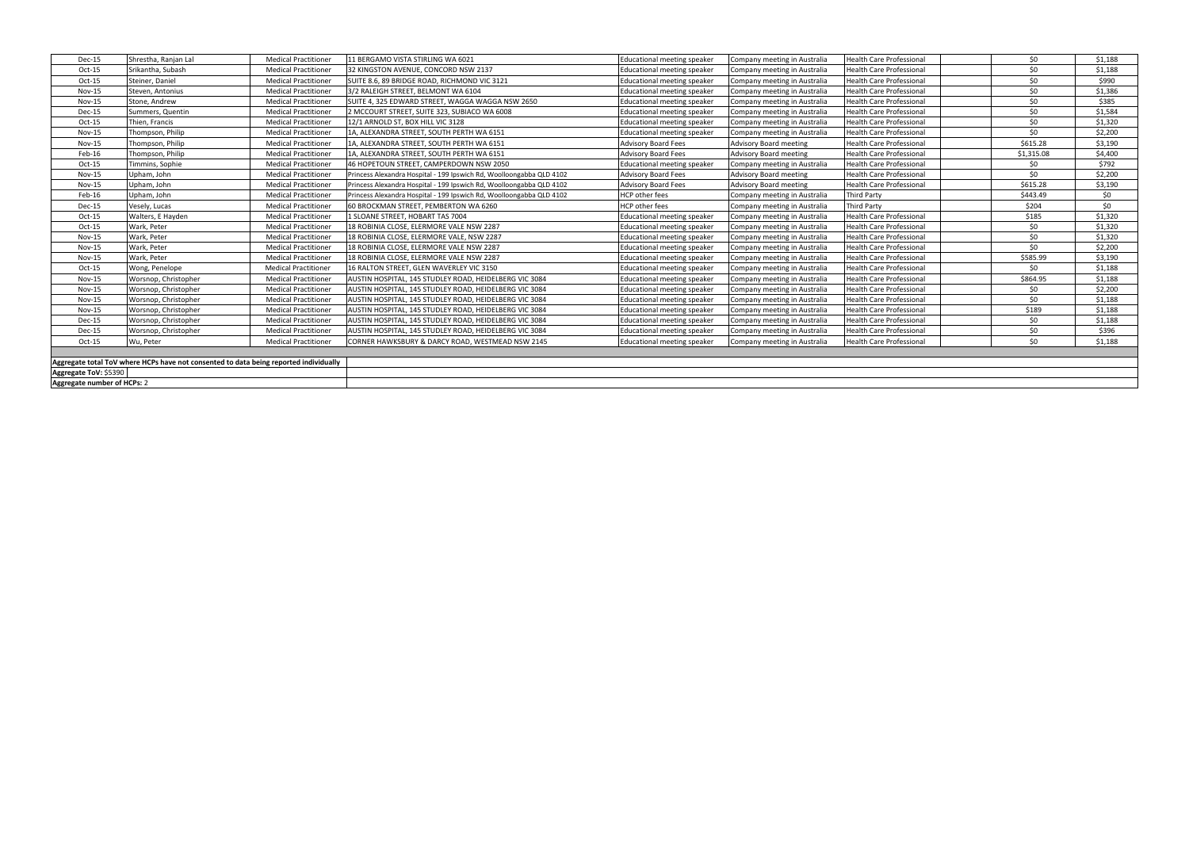| | | | | | | | | | |
|---|---|---|---|---|---|---|---|---|---|
| Dec-15 | Shrestha, Ranjan Lal | Medical Practitioner | 11 BERGAMO VISTA STIRLING WA 6021 | Educational meeting speaker | Company meeting in Australia | Health Care Professional | | $0 | $1,188 |
| Oct-15 | Srikantha, Subash | Medical Practitioner | 32 KINGSTON AVENUE, CONCORD NSW 2137 | Educational meeting speaker | Company meeting in Australia | Health Care Professional | | $0 | $1,188 |
| Oct-15 | Steiner, Daniel | Medical Practitioner | SUITE 8.6, 89 BRIDGE ROAD, RICHMOND VIC 3121 | Educational meeting speaker | Company meeting in Australia | Health Care Professional | | $0 | $990 |
| Nov-15 | Steven, Antonius | Medical Practitioner | 3/2 RALEIGH STREET, BELMONT WA 6104 | Educational meeting speaker | Company meeting in Australia | Health Care Professional | | $0 | $1,386 |
| Nov-15 | Stone, Andrew | Medical Practitioner | SUITE 4, 325 EDWARD STREET, WAGGA WAGGA NSW 2650 | Educational meeting speaker | Company meeting in Australia | Health Care Professional | | $0 | $385 |
| Dec-15 | Summers, Quentin | Medical Practitioner | 2 MCCOURT STREET, SUITE 323, SUBIACO WA 6008 | Educational meeting speaker | Company meeting in Australia | Health Care Professional | | $0 | $1,584 |
| Oct-15 | Thien, Francis | Medical Practitioner | 12/1 ARNOLD ST, BOX HILL VIC 3128 | Educational meeting speaker | Company meeting in Australia | Health Care Professional | | $0 | $1,320 |
| Nov-15 | Thompson, Philip | Medical Practitioner | 1A, ALEXANDRA STREET, SOUTH PERTH WA 6151 | Educational meeting speaker | Company meeting in Australia | Health Care Professional | | $0 | $2,200 |
| Nov-15 | Thompson, Philip | Medical Practitioner | 1A, ALEXANDRA STREET, SOUTH PERTH WA 6151 | Advisory Board Fees | Advisory Board meeting | Health Care Professional | | $615.28 | $3,190 |
| Feb-16 | Thompson, Philip | Medical Practitioner | 1A, ALEXANDRA STREET, SOUTH PERTH WA 6151 | Advisory Board Fees | Advisory Board meeting | Health Care Professional | | $1,315.08 | $4,400 |
| Oct-15 | Timmins, Sophie | Medical Practitioner | 46 HOPETOUN STREET, CAMPERDOWN NSW 2050 | Educational meeting speaker | Company meeting in Australia | Health Care Professional | | $0 | $792 |
| Nov-15 | Upham, John | Medical Practitioner | Princess Alexandra Hospital - 199 Ipswich Rd, Woolloongabba QLD 4102 | Advisory Board Fees | Advisory Board meeting | Health Care Professional | | $0 | $2,200 |
| Nov-15 | Upham, John | Medical Practitioner | Princess Alexandra Hospital - 199 Ipswich Rd, Woolloongabba QLD 4102 | Advisory Board Fees | Advisory Board meeting | Health Care Professional | | $615.28 | $3,190 |
| Feb-16 | Upham, John | Medical Practitioner | Princess Alexandra Hospital - 199 Ipswich Rd, Woolloongabba QLD 4102 | HCP other fees | Company meeting in Australia | Third Party | | $443.49 | $0 |
| Dec-15 | Vesely, Lucas | Medical Practitioner | 60 BROCKMAN STREET, PEMBERTON WA 6260 | HCP other fees | Company meeting in Australia | Third Party | | $204 | $0 |
| Oct-15 | Walters, E Hayden | Medical Practitioner | 1 SLOANE STREET, HOBART TAS 7004 | Educational meeting speaker | Company meeting in Australia | Health Care Professional | | $185 | $1,320 |
| Oct-15 | Wark, Peter | Medical Practitioner | 18 ROBINIA CLOSE, ELERMORE VALE NSW 2287 | Educational meeting speaker | Company meeting in Australia | Health Care Professional | | $0 | $1,320 |
| Nov-15 | Wark, Peter | Medical Practitioner | 18 ROBINIA CLOSE, ELERMORE VALE, NSW 2287 | Educational meeting speaker | Company meeting in Australia | Health Care Professional | | $0 | $1,320 |
| Nov-15 | Wark, Peter | Medical Practitioner | 18 ROBINIA CLOSE, ELERMORE VALE NSW 2287 | Educational meeting speaker | Company meeting in Australia | Health Care Professional | | $0 | $2,200 |
| Nov-15 | Wark, Peter | Medical Practitioner | 18 ROBINIA CLOSE, ELERMORE VALE NSW 2287 | Educational meeting speaker | Company meeting in Australia | Health Care Professional | | $585.99 | $3,190 |
| Oct-15 | Wong, Penelope | Medical Practitioner | 16 RALTON STREET, GLEN WAVERLEY VIC 3150 | Educational meeting speaker | Company meeting in Australia | Health Care Professional | | $0 | $1,188 |
| Nov-15 | Worsnop, Christopher | Medical Practitioner | AUSTIN HOSPITAL, 145 STUDLEY ROAD, HEIDELBERG VIC 3084 | Educational meeting speaker | Company meeting in Australia | Health Care Professional | | $864.95 | $1,188 |
| Nov-15 | Worsnop, Christopher | Medical Practitioner | AUSTIN HOSPITAL, 145 STUDLEY ROAD, HEIDELBERG VIC 3084 | Educational meeting speaker | Company meeting in Australia | Health Care Professional | | $0 | $2,200 |
| Nov-15 | Worsnop, Christopher | Medical Practitioner | AUSTIN HOSPITAL, 145 STUDLEY ROAD, HEIDELBERG VIC 3084 | Educational meeting speaker | Company meeting in Australia | Health Care Professional | | $0 | $1,188 |
| Nov-15 | Worsnop, Christopher | Medical Practitioner | AUSTIN HOSPITAL, 145 STUDLEY ROAD, HEIDELBERG VIC 3084 | Educational meeting speaker | Company meeting in Australia | Health Care Professional | | $189 | $1,188 |
| Dec-15 | Worsnop, Christopher | Medical Practitioner | AUSTIN HOSPITAL, 145 STUDLEY ROAD, HEIDELBERG VIC 3084 | Educational meeting speaker | Company meeting in Australia | Health Care Professional | | $0 | $1,188 |
| Dec-15 | Worsnop, Christopher | Medical Practitioner | AUSTIN HOSPITAL, 145 STUDLEY ROAD, HEIDELBERG VIC 3084 | Educational meeting speaker | Company meeting in Australia | Health Care Professional | | $0 | $396 |
| Oct-15 | Wu, Peter | Medical Practitioner | CORNER HAWKSBURY & DARCY ROAD, WESTMEAD NSW 2145 | Educational meeting speaker | Company meeting in Australia | Health Care Professional | | $0 | $1,188 |

**Aggregate total ToV where HCPs have not consented to data being reported individually**

**Aggregate ToV:** $5390

**Aggregate number of HCPs:** 2